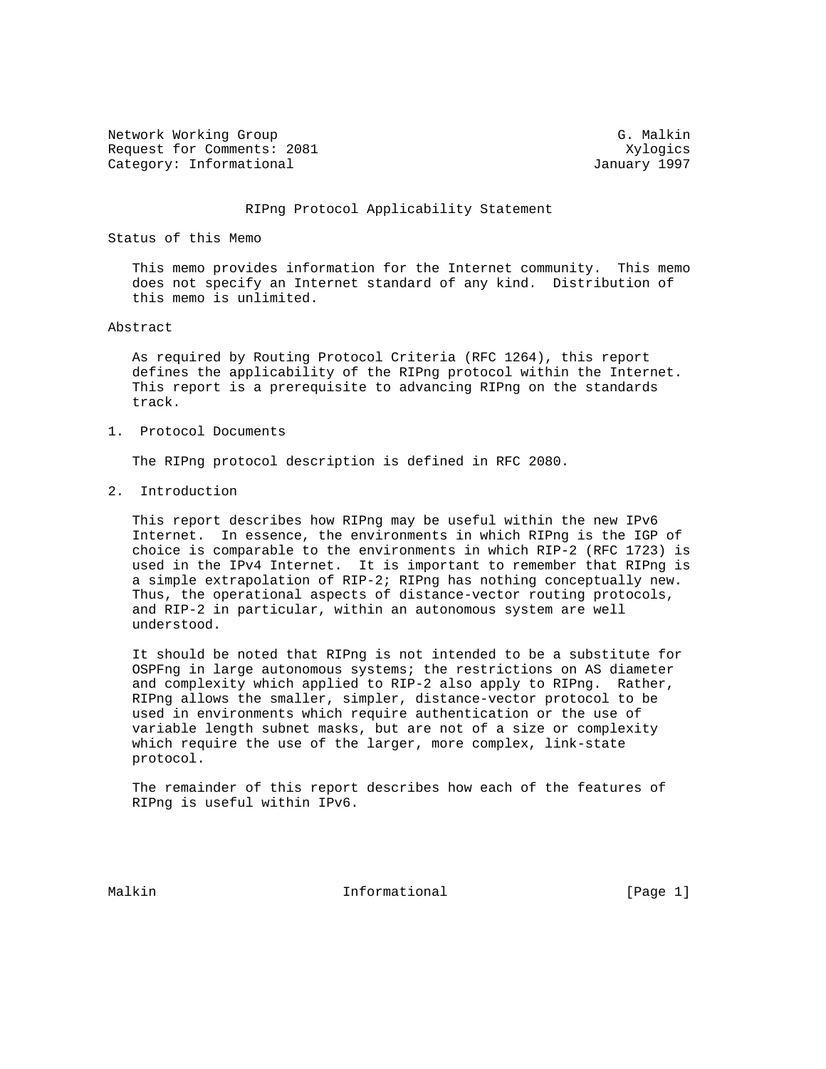Network Working Group G. Malkin
Request for Comments: 2081 Xylogics
Category: Informational January 1997

# RIPng Protocol Applicability Statement

## Status of this Memo

This memo provides information for the Internet community. This memo does not specify an Internet standard of any kind. Distribution of this memo is unlimited.

## Abstract

As required by Routing Protocol Criteria (RFC 1264), this report defines the applicability of the RIPng protocol within the Internet. This report is a prerequisite to advancing RIPng on the standards track.

## 1. Protocol Documents

The RIPng protocol description is defined in RFC 2080.

## 2. Introduction

This report describes how RIPng may be useful within the new IPv6 Internet. In essence, the environments in which RIPng is the IGP of choice is comparable to the environments in which RIP-2 (RFC 1723) is used in the IPv4 Internet. It is important to remember that RIPng is a simple extrapolation of RIP-2; RIPng has nothing conceptually new. Thus, the operational aspects of distance-vector routing protocols, and RIP-2 in particular, within an autonomous system are well understood.

It should be noted that RIPng is not intended to be a substitute for OSPFng in large autonomous systems; the restrictions on AS diameter and complexity which applied to RIP-2 also apply to RIPng. Rather, RIPng allows the smaller, simpler, distance-vector protocol to be used in environments which require authentication or the use of variable length subnet masks, but are not of a size or complexity which require the use of the larger, more complex, link-state protocol.

The remainder of this report describes how each of the features of RIPng is useful within IPv6.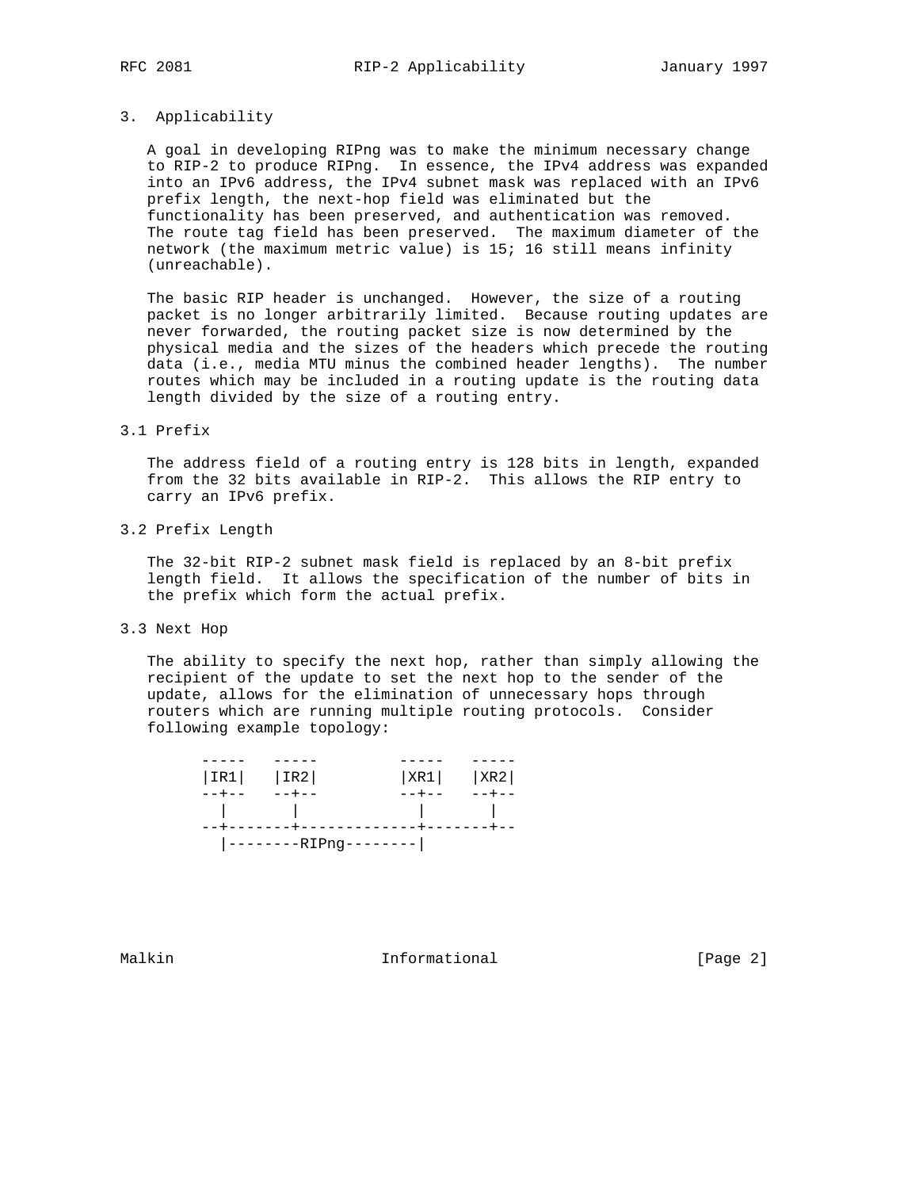## 3. Applicability

A goal in developing RIPng was to make the minimum necessary change to RIP-2 to produce RIPng. In essence, the IPv4 address was expanded into an IPv6 address, the IPv4 subnet mask was replaced with an IPv6 prefix length, the next-hop field was eliminated but the functionality has been preserved, and authentication was removed. The route tag field has been preserved. The maximum diameter of the network (the maximum metric value) is 15; 16 still means infinity (unreachable).

The basic RIP header is unchanged. However, the size of a routing packet is no longer arbitrarily limited. Because routing updates are never forwarded, the routing packet size is now determined by the physical media and the sizes of the headers which precede the routing data (i.e., media MTU minus the combined header lengths). The number routes which may be included in a routing update is the routing data length divided by the size of a routing entry.

### 3.1 Prefix

The address field of a routing entry is 128 bits in length, expanded from the 32 bits available in RIP-2. This allows the RIP entry to carry an IPv6 prefix.

### 3.2 Prefix Length

The 32-bit RIP-2 subnet mask field is replaced by an 8-bit prefix length field. It allows the specification of the number of bits in the prefix which form the actual prefix.

### 3.3 Next Hop

The ability to specify the next hop, rather than simply allowing the recipient of the update to set the next hop to the sender of the update, allows for the elimination of unnecessary hops through routers which are running multiple routing protocols. Consider following example topology:

```
-----   -----         -----   -----
|IR1|   |IR2|         |XR1|   |XR2|
--+--   --+--         --+--   --+--
  |       |             |       |
--+-------+-------------+-------+--
  |--------RIPng--------|
```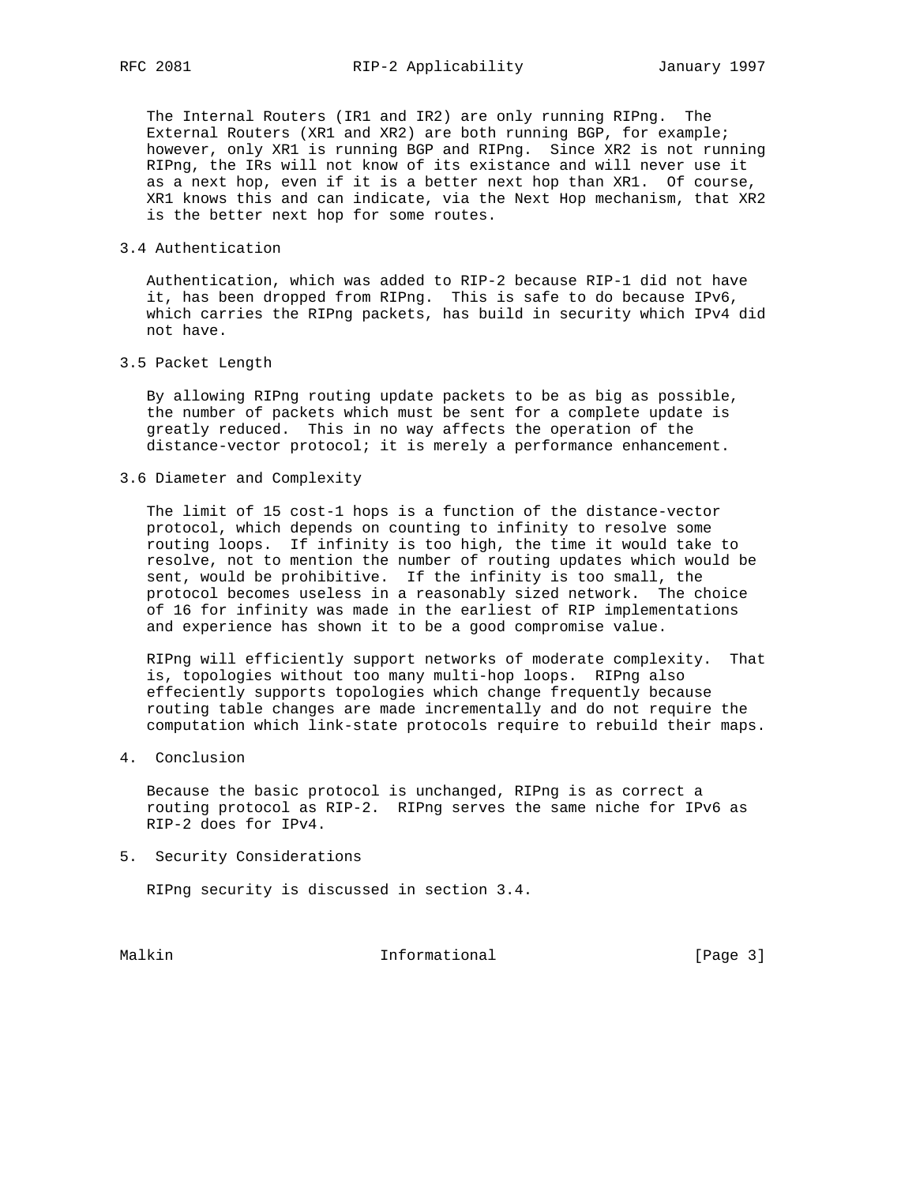The Internal Routers (IR1 and IR2) are only running RIPng. The External Routers (XR1 and XR2) are both running BGP, for example; however, only XR1 is running BGP and RIPng. Since XR2 is not running RIPng, the IRs will not know of its existance and will never use it as a next hop, even if it is a better next hop than XR1. Of course, XR1 knows this and can indicate, via the Next Hop mechanism, that XR2 is the better next hop for some routes.

### 3.4 Authentication

Authentication, which was added to RIP-2 because RIP-1 did not have it, has been dropped from RIPng. This is safe to do because IPv6, which carries the RIPng packets, has build in security which IPv4 did not have.

### 3.5 Packet Length

By allowing RIPng routing update packets to be as big as possible, the number of packets which must be sent for a complete update is greatly reduced. This in no way affects the operation of the distance-vector protocol; it is merely a performance enhancement.

### 3.6 Diameter and Complexity

The limit of 15 cost-1 hops is a function of the distance-vector protocol, which depends on counting to infinity to resolve some routing loops. If infinity is too high, the time it would take to resolve, not to mention the number of routing updates which would be sent, would be prohibitive. If the infinity is too small, the protocol becomes useless in a reasonably sized network. The choice of 16 for infinity was made in the earliest of RIP implementations and experience has shown it to be a good compromise value.

RIPng will efficiently support networks of moderate complexity. That is, topologies without too many multi-hop loops. RIPng also effeciently supports topologies which change frequently because routing table changes are made incrementally and do not require the computation which link-state protocols require to rebuild their maps.

## 4. Conclusion

Because the basic protocol is unchanged, RIPng is as correct a routing protocol as RIP-2. RIPng serves the same niche for IPv6 as RIP-2 does for IPv4.

## 5. Security Considerations

RIPng security is discussed in section 3.4.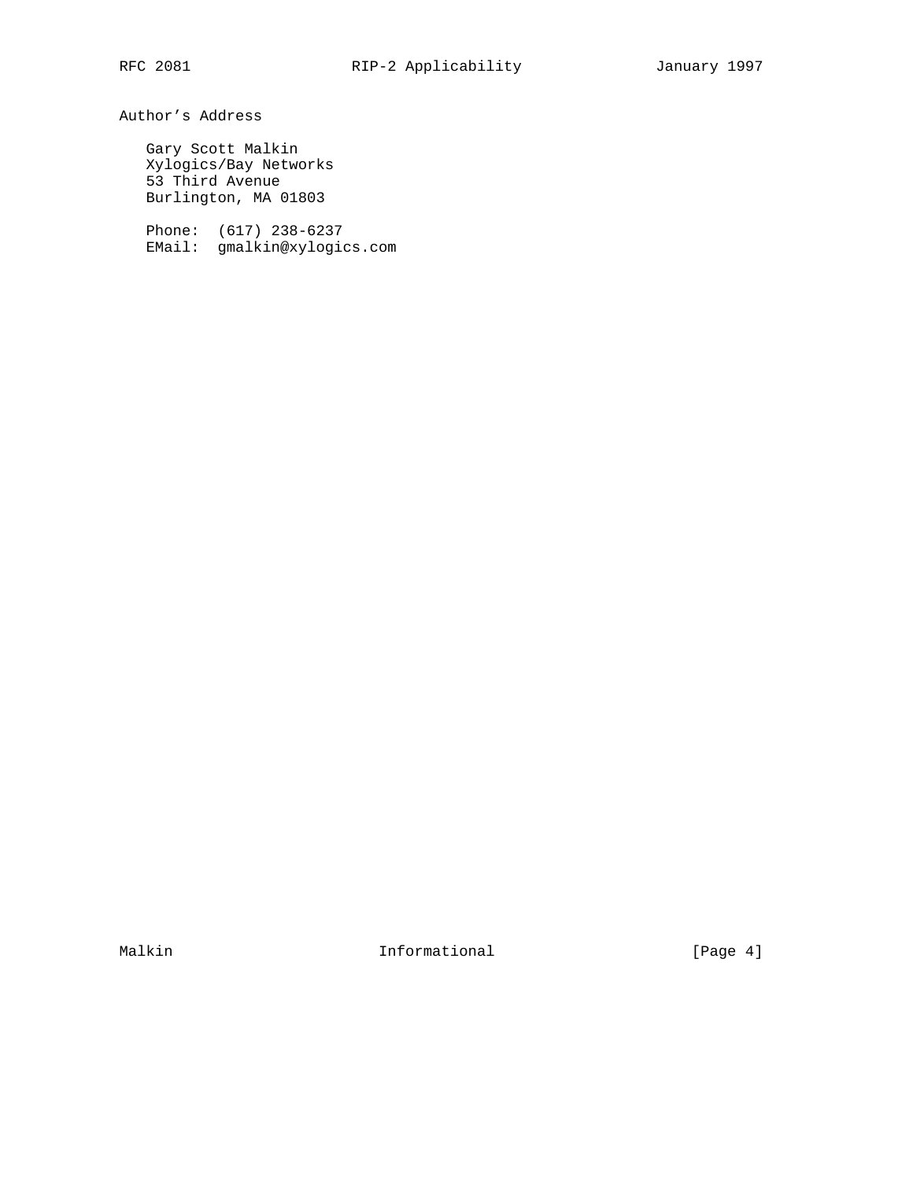## Author's Address

Gary Scott Malkin
Xylogics/Bay Networks
53 Third Avenue
Burlington, MA 01803

Phone: (617) 238-6237
EMail: gmalkin@xylogics.com